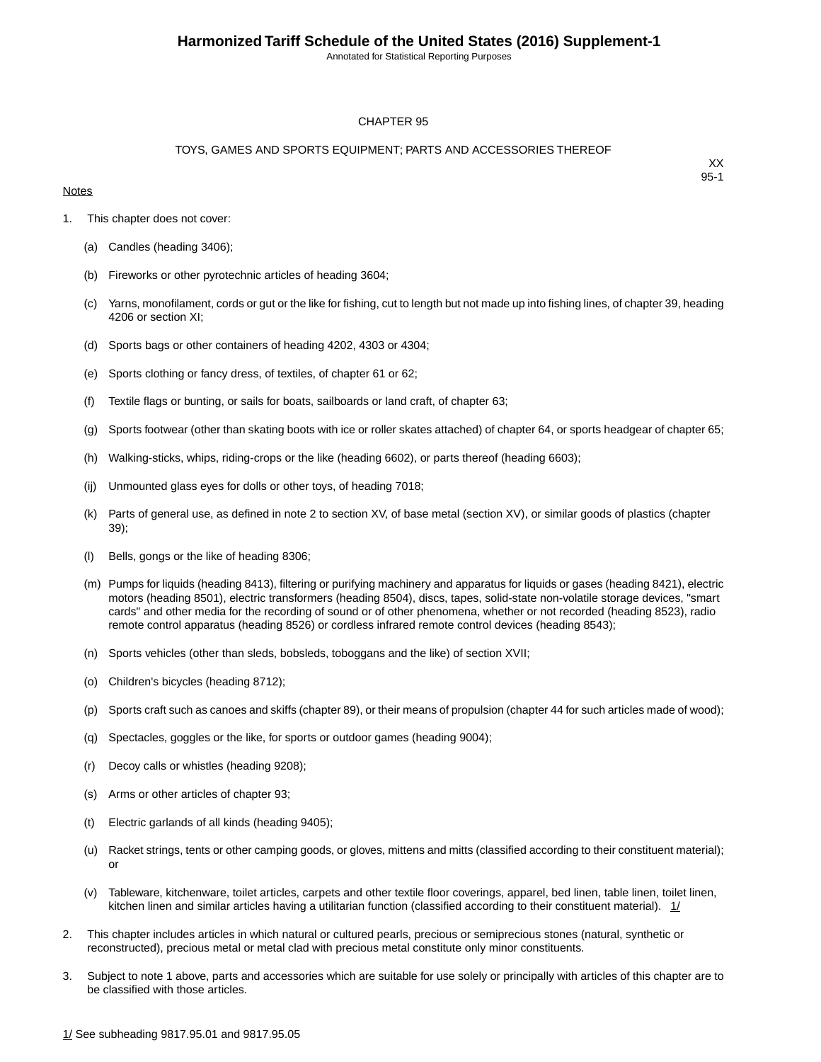# CHAPTER 95

## TOYS, GAMES AND SPORTS EQUIPMENT; PARTS AND ACCESSORIES THEREOF

XX
95-1

Notes

1. This chapter does not cover:

   (a) Candles (heading 3406);

   (b) Fireworks or other pyrotechnic articles of heading 3604;

   (c) Yarns, monofilament, cords or gut or the like for fishing, cut to length but not made up into fishing lines, of chapter 39, heading 4206 or section XI;

   (d) Sports bags or other containers of heading 4202, 4303 or 4304;

   (e) Sports clothing or fancy dress, of textiles, of chapter 61 or 62;

   (f) Textile flags or bunting, or sails for boats, sailboards or land craft, of chapter 63;

   (g) Sports footwear (other than skating boots with ice or roller skates attached) of chapter 64, or sports headgear of chapter 65;

   (h) Walking-sticks, whips, riding-crops or the like (heading 6602), or parts thereof (heading 6603);

   (ij) Unmounted glass eyes for dolls or other toys, of heading 7018;

   (k) Parts of general use, as defined in note 2 to section XV, of base metal (section XV), or similar goods of plastics (chapter 39);

   (l) Bells, gongs or the like of heading 8306;

   (m) Pumps for liquids (heading 8413), filtering or purifying machinery and apparatus for liquids or gases (heading 8421), electric motors (heading 8501), electric transformers (heading 8504), discs, tapes, solid-state non-volatile storage devices, "smart cards" and other media for the recording of sound or of other phenomena, whether or not recorded (heading 8523), radio remote control apparatus (heading 8526) or cordless infrared remote control devices (heading 8543);

   (n) Sports vehicles (other than sleds, bobsleds, toboggans and the like) of section XVII;

   (o) Children's bicycles (heading 8712);

   (p) Sports craft such as canoes and skiffs (chapter 89), or their means of propulsion (chapter 44 for such articles made of wood);

   (q) Spectacles, goggles or the like, for sports or outdoor games (heading 9004);

   (r) Decoy calls or whistles (heading 9208);

   (s) Arms or other articles of chapter 93;

   (t) Electric garlands of all kinds (heading 9405);

   (u) Racket strings, tents or other camping goods, or gloves, mittens and mitts (classified according to their constituent material); or

   (v) Tableware, kitchenware, toilet articles, carpets and other textile floor coverings, apparel, bed linen, table linen, toilet linen, kitchen linen and similar articles having a utilitarian function (classified according to their constituent material). 1/

2. This chapter includes articles in which natural or cultured pearls, precious or semiprecious stones (natural, synthetic or reconstructed), precious metal or metal clad with precious metal constitute only minor constituents.

3. Subject to note 1 above, parts and accessories which are suitable for use solely or principally with articles of this chapter are to be classified with those articles.

1/ See subheading 9817.95.01 and 9817.95.05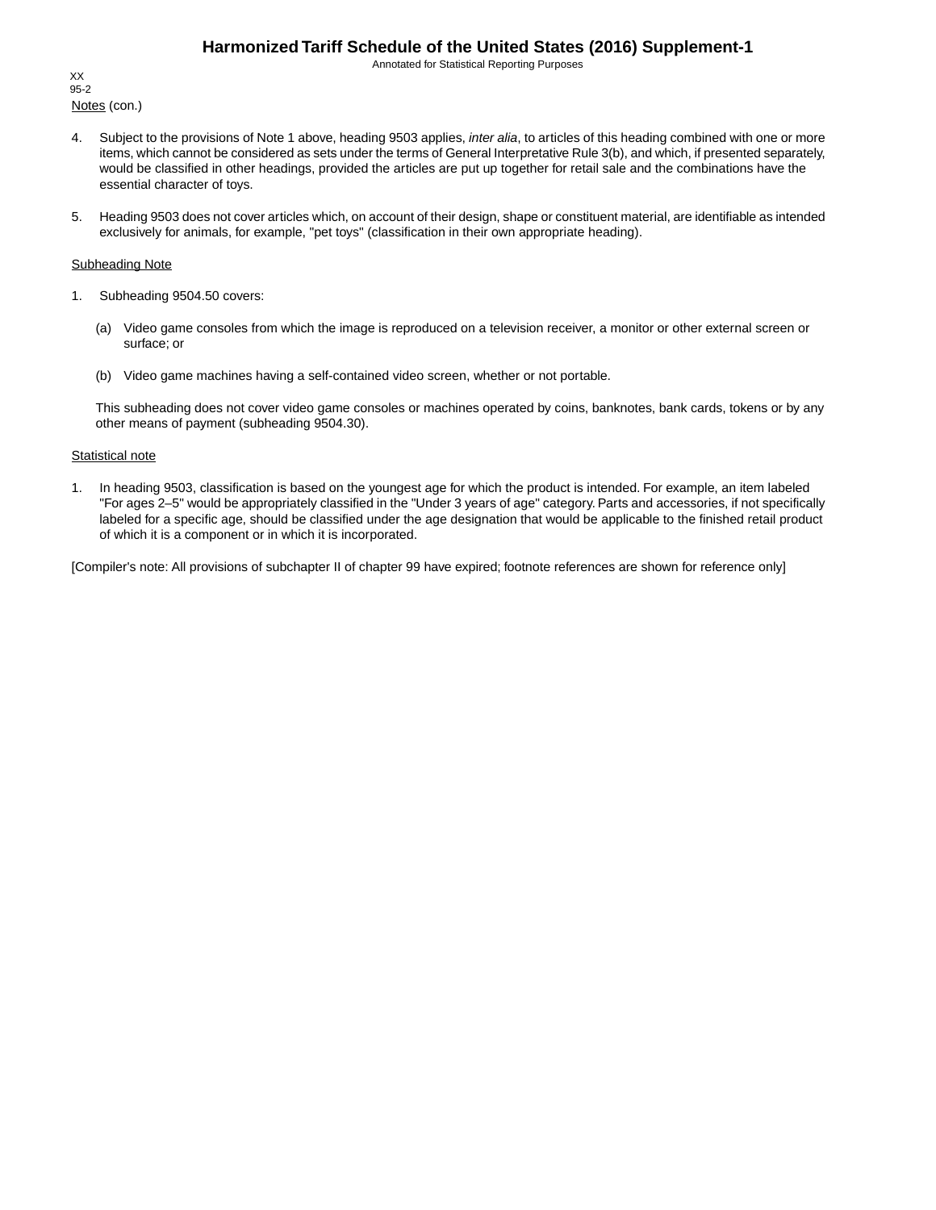Notes (con.)

4. Subject to the provisions of Note 1 above, heading 9503 applies, *inter alia*, to articles of this heading combined with one or more items, which cannot be considered as sets under the terms of General Interpretative Rule 3(b), and which, if presented separately, would be classified in other headings, provided the articles are put up together for retail sale and the combinations have the essential character of toys.

5. Heading 9503 does not cover articles which, on account of their design, shape or constituent material, are identifiable as intended exclusively for animals, for example, "pet toys" (classification in their own appropriate heading).

Subheading Note

1. Subheading 9504.50 covers:

   (a) Video game consoles from which the image is reproduced on a television receiver, a monitor or other external screen or surface; or

   (b) Video game machines having a self-contained video screen, whether or not portable.

   This subheading does not cover video game consoles or machines operated by coins, banknotes, bank cards, tokens or by any other means of payment (subheading 9504.30).

Statistical note

1. In heading 9503, classification is based on the youngest age for which the product is intended. For example, an item labeled "For ages 2–5" would be appropriately classified in the "Under 3 years of age" category. Parts and accessories, if not specifically labeled for a specific age, should be classified under the age designation that would be applicable to the finished retail product of which it is a component or in which it is incorporated.

[Compiler's note: All provisions of subchapter II of chapter 99 have expired; footnote references are shown for reference only]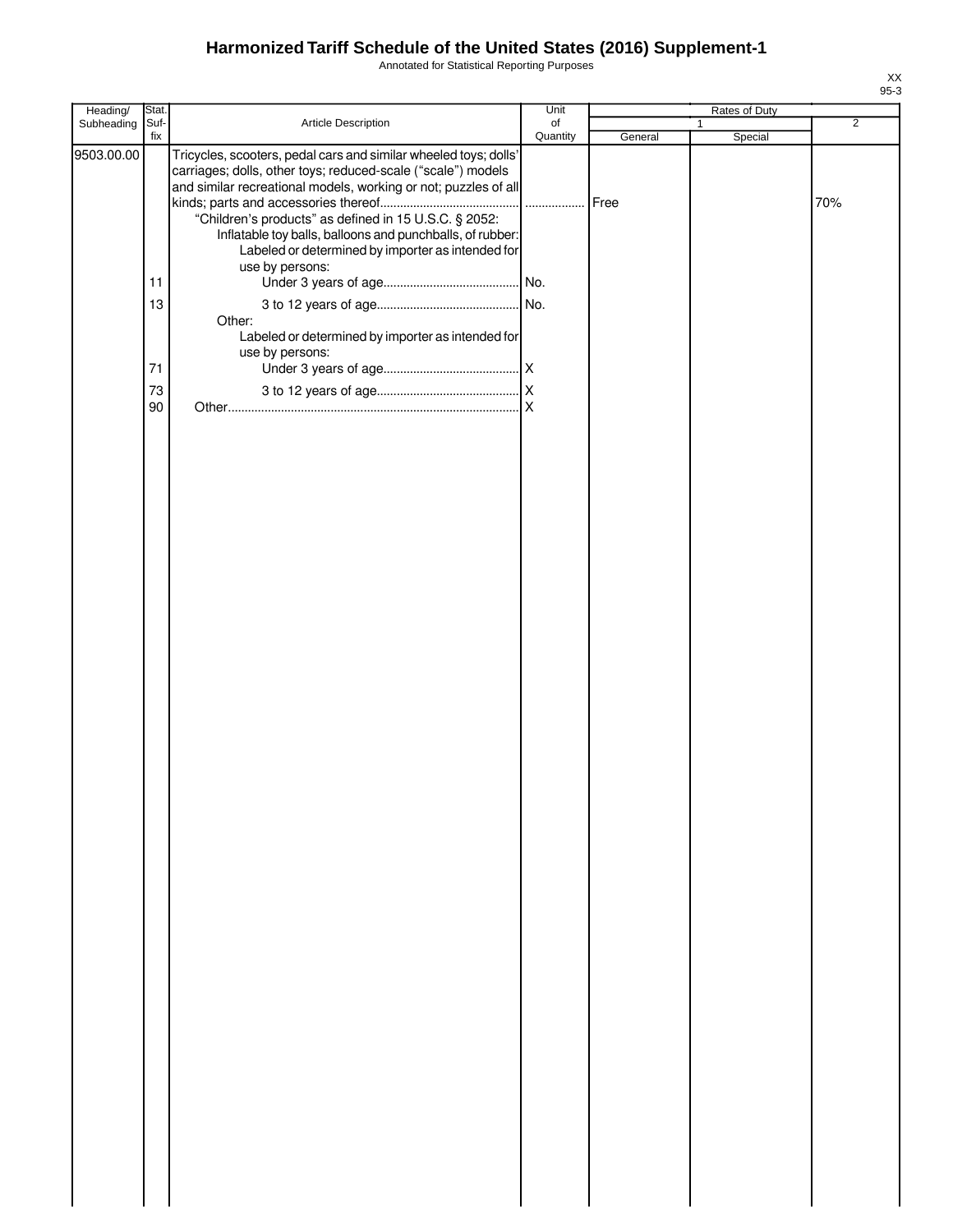# Harmonized Tariff Schedule of the United States (2016) Supplement-1

Annotated for Statistical Reporting Purposes

XX
95-3

| Heading/ Subheading | Stat. Suf-fix | Article Description | Unit of Quantity | Rates of Duty 1 General | Special | 2 |
|---|---|---|---|---|---|---|
| 9503.00.00 | | Tricycles, scooters, pedal cars and similar wheeled toys; dolls' carriages; dolls, other toys; reduced-scale ("scale") models and similar recreational models, working or not; puzzles of all kinds; parts and accessories thereof.......................................... | ................. | Free | | 70% |
| | | "Children's products" as defined in 15 U.S.C. § 2052: | | | | |
| | | Inflatable toy balls, balloons and punchballs, of rubber: | | | | |
| | | Labeled or determined by importer as intended for use by persons: | | | | |
| | 11 | Under 3 years of age......................................... | No. | | | |
| | 13 | 3 to 12 years of age........................................... | No. | | | |
| | | Other: | | | | |
| | | Labeled or determined by importer as intended for use by persons: | | | | |
| | 71 | Under 3 years of age......................................... | X | | | |
| | 73 | 3 to 12 years of age........................................... | X | | | |
| | 90 | Other....................................................................................... | X | | | |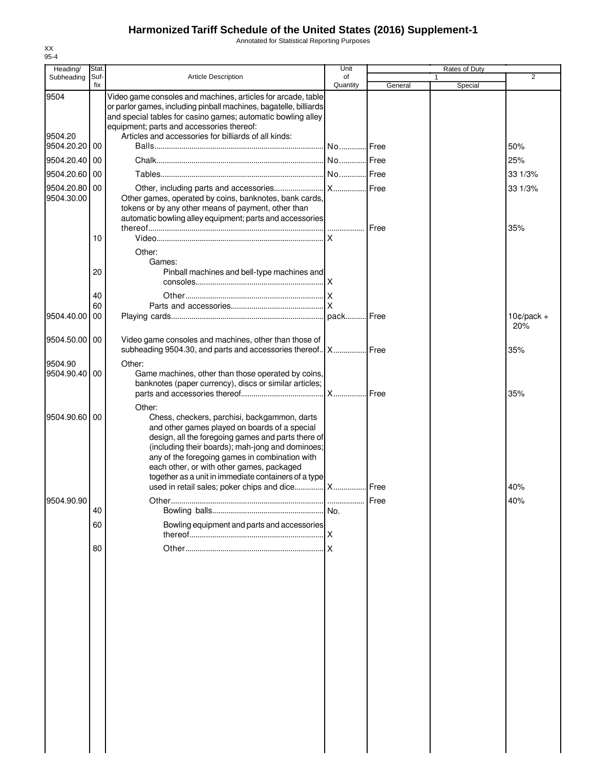# Harmonized Tariff Schedule of the United States (2016) Supplement-1

Annotated for Statistical Reporting Purposes

XX
95-4

| Heading/ Subheading | Stat. Suf-fix | Article Description | Unit of Quantity | Rates of Duty 1 General | Special | 2 |
|---|---|---|---|---|---|---|
| 9504 | | Video game consoles and machines, articles for arcade, table or parlor games, including pinball machines, bagatelle, billiards and special tables for casino games; automatic bowling alley equipment; parts and accessories thereof: | | | | |
| 9504.20 | | Articles and accessories for billiards of all kinds: | | | | |
| 9504.20.20 | 00 | Balls | No. | Free | | 50% |
| 9504.20.40 | 00 | Chalk | No. | Free | | 25% |
| 9504.20.60 | 00 | Tables | No. | Free | | 33 1/3% |
| 9504.20.80 | 00 | Other, including parts and accessories | X | Free | | 33 1/3% |
| 9504.30.00 | | Other games, operated by coins, banknotes, bank cards, tokens or by any other means of payment, other than automatic bowling alley equipment; parts and accessories thereof | | Free | | 35% |
| | 10 | Video | X | | | |
| | | Other: | | | | |
| | | Games: | | | | |
| | 20 | Pinball machines and bell-type machines and consoles | X | | | |
| | 40 | Other | X | | | |
| | 60 | Parts and accessories | X | | | |
| 9504.40.00 | 00 | Playing cards | pack | Free | | 10¢/pack + 20% |
| 9504.50.00 | 00 | Video game consoles and machines, other than those of subheading 9504.30, and parts and accessories thereof | X | Free | | 35% |
| 9504.90 | | Other: | | | | |
| 9504.90.40 | 00 | Game machines, other than those operated by coins, banknotes (paper currency), discs or similar articles; parts and accessories thereof | X | Free | | 35% |
| | | Other: | | | | |
| 9504.90.60 | 00 | Chess, checkers, parchisi, backgammon, darts and other games played on boards of a special design, all the foregoing games and parts there of (including their boards); mah-jong and dominoes; any of the foregoing games in combination with each other, or with other games, packaged together as a unit in immediate containers of a type used in retail sales; poker chips and dice | X | Free | | 40% |
| 9504.90.90 | | Other | | Free | | 40% |
| | 40 | Bowling balls | No. | | | |
| | 60 | Bowling equipment and parts and accessories thereof | X | | | |
| | 80 | Other | X | | | |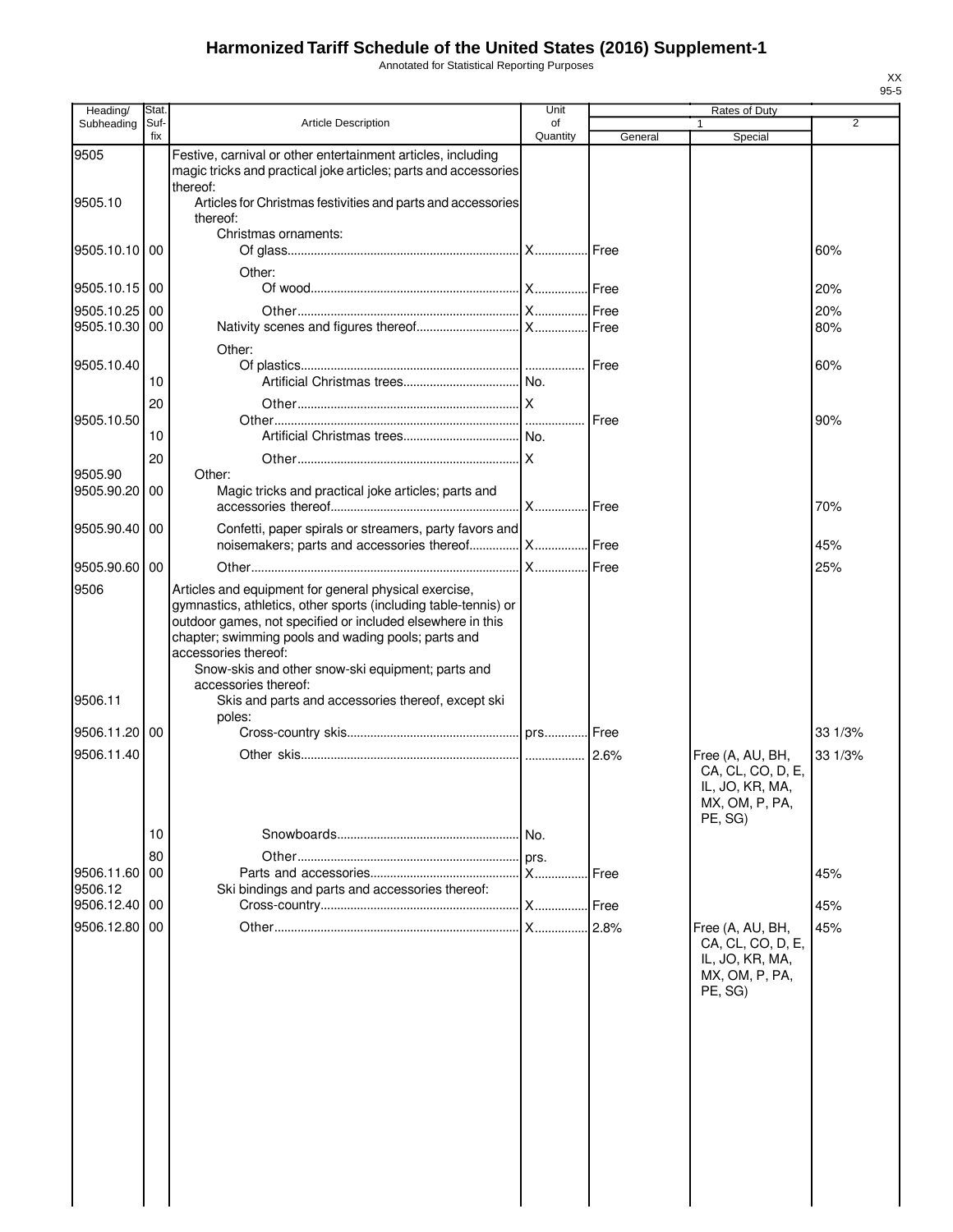# Harmonized Tariff Schedule of the United States (2016) Supplement-1

Annotated for Statistical Reporting Purposes

XX
95-5

| Heading/ Subheading | Stat. Suf- fix | Article Description | Unit of Quantity | Rates of Duty 1 General | Special | 2 |
|---|---|---|---|---|---|---|
| 9505 | | Festive, carnival or other entertainment articles, including magic tricks and practical joke articles; parts and accessories thereof: | | | | |
| 9505.10 | | Articles for Christmas festivities and parts and accessories thereof: | | | | |
| | | Christmas ornaments: | | | | |
| 9505.10.10 | 00 | Of glass | X | Free | | 60% |
| | | Other: | | | | |
| 9505.10.15 | 00 | Of wood | X | Free | | 20% |
| 9505.10.25 | 00 | Other | X | Free | | 20% |
| 9505.10.30 | 00 | Nativity scenes and figures thereof | X | Free | | 80% |
| | | Other: | | | | |
| 9505.10.40 | | Of plastics | | Free | | 60% |
| | 10 | Artificial Christmas trees | No. | | | |
| | 20 | Other | X | | | |
| 9505.10.50 | | Other | | Free | | 90% |
| | 10 | Artificial Christmas trees | No. | | | |
| | 20 | Other | X | | | |
| 9505.90 | | Other: | | | | |
| 9505.90.20 | 00 | Magic tricks and practical joke articles; parts and accessories thereof | X | Free | | 70% |
| 9505.90.40 | 00 | Confetti, paper spirals or streamers, party favors and noisemakers; parts and accessories thereof | X | Free | | 45% |
| 9505.90.60 | 00 | Other | X | Free | | 25% |
| 9506 | | Articles and equipment for general physical exercise, gymnastics, athletics, other sports (including table-tennis) or outdoor games, not specified or included elsewhere in this chapter; swimming pools and wading pools; parts and accessories thereof: | | | | |
| | | Snow-skis and other snow-ski equipment; parts and accessories thereof: | | | | |
| 9506.11 | | Skis and parts and accessories thereof, except ski poles: | | | | |
| 9506.11.20 | 00 | Cross-country skis | prs. | Free | | 33 1/3% |
| 9506.11.40 | | Other skis | | 2.6% | Free (A, AU, BH, CA, CL, CO, D, E, IL, JO, KR, MA, MX, OM, P, PA, PE, SG) | 33 1/3% |
| | 10 | Snowboards | No. | | | |
| | 80 | Other | prs. | | | |
| 9506.11.60 | 00 | Parts and accessories | X | Free | | 45% |
| 9506.12 | | Ski bindings and parts and accessories thereof: | | | | |
| 9506.12.40 | 00 | Cross-country | X | Free | | 45% |
| 9506.12.80 | 00 | Other | X | 2.8% | Free (A, AU, BH, CA, CL, CO, D, E, IL, JO, KR, MA, MX, OM, P, PA, PE, SG) | 45% |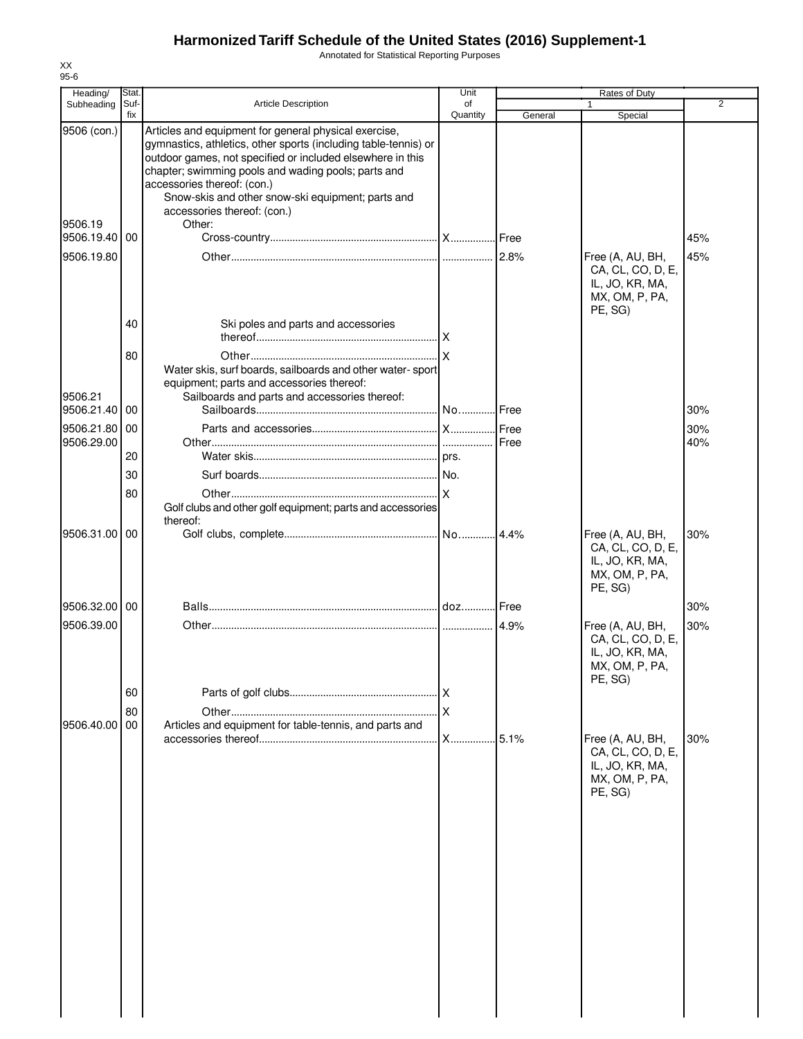# Harmonized Tariff Schedule of the United States (2016) Supplement-1

Annotated for Statistical Reporting Purposes

XX
95-6

| Heading/ Subheading | Stat. Suf- fix | Article Description | Unit of Quantity | Rates of Duty 1 General | Special | 2 |
|---|---|---|---|---|---|---|
| 9506 (con.) | | Articles and equipment for general physical exercise, gymnastics, athletics, other sports (including table-tennis) or outdoor games, not specified or included elsewhere in this chapter; swimming pools and wading pools; parts and accessories thereof: (con.) | | | | |
| | | Snow-skis and other snow-ski equipment; parts and accessories thereof: (con.) | | | | |
| 9506.19 | | Other: | | | | |
| 9506.19.40 | 00 | Cross-country | X | Free | | 45% |
| 9506.19.80 | | Other | | 2.8% | Free (A, AU, BH, CA, CL, CO, D, E, IL, JO, KR, MA, MX, OM, P, PA, PE, SG) | 45% |
| | 40 | Ski poles and parts and accessories thereof | X | | | |
| | 80 | Other | X | | | |
| | | Water skis, surf boards, sailboards and other water- sport equipment; parts and accessories thereof: | | | | |
| 9506.21 | | Sailboards and parts and accessories thereof: | | | | |
| 9506.21.40 | 00 | Sailboards | No. | Free | | 30% |
| 9506.21.80 | 00 | Parts and accessories | X | Free | | 30% |
| 9506.29.00 | | Other | | Free | | 40% |
| | 20 | Water skis | prs. | | | |
| | 30 | Surf boards | No. | | | |
| | 80 | Other | X | | | |
| | | Golf clubs and other golf equipment; parts and accessories thereof: | | | | |
| 9506.31.00 | 00 | Golf clubs, complete | No. | 4.4% | Free (A, AU, BH, CA, CL, CO, D, E, IL, JO, KR, MA, MX, OM, P, PA, PE, SG) | 30% |
| 9506.32.00 | 00 | Balls | doz. | Free | | 30% |
| 9506.39.00 | | Other | | 4.9% | Free (A, AU, BH, CA, CL, CO, D, E, IL, JO, KR, MA, MX, OM, P, PA, PE, SG) | 30% |
| | 60 | Parts of golf clubs | X | | | |
| | 80 | Other | X | | | |
| 9506.40.00 | 00 | Articles and equipment for table-tennis, and parts and accessories thereof | X | 5.1% | Free (A, AU, BH, CA, CL, CO, D, E, IL, JO, KR, MA, MX, OM, P, PA, PE, SG) | 30% |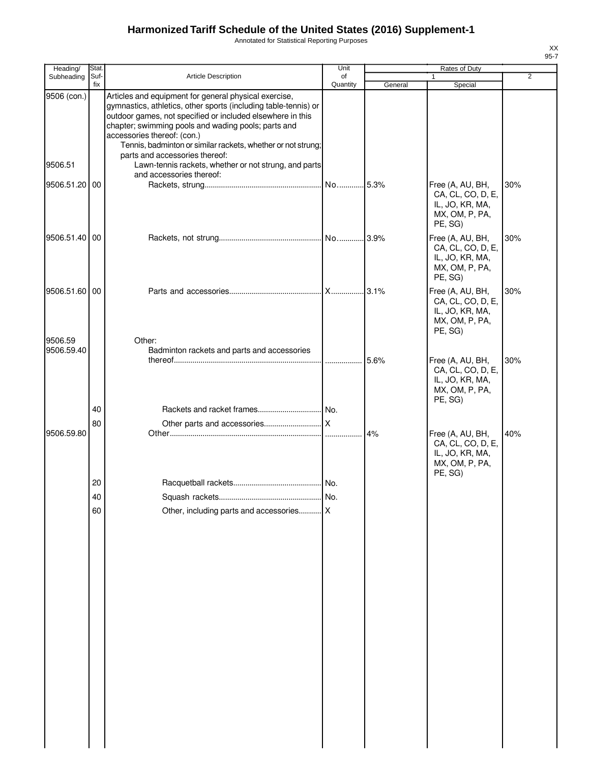# Harmonized Tariff Schedule of the United States (2016) Supplement-1

Annotated for Statistical Reporting Purposes

| Heading/ Subheading | Stat. Suf- fix | Article Description | Unit of Quantity | Rates of Duty | | |
|---|---|---|---|---|---|---|
| | | | | 1 | | 2 |
| | | | | General | Special | |
| 9506 (con.) | | Articles and equipment for general physical exercise, gymnastics, athletics, other sports (including table-tennis) or outdoor games, not specified or included elsewhere in this chapter; swimming pools and wading pools; parts and accessories thereof: (con.) | | | | |
| | | Tennis, badminton or similar rackets, whether or not strung; parts and accessories thereof: | | | | |
| 9506.51 | | Lawn-tennis rackets, whether or not strung, and parts and accessories thereof: | | | | |
| 9506.51.20 | 00 | Rackets, strung | No. | 5.3% | Free (A, AU, BH, CA, CL, CO, D, E, IL, JO, KR, MA, MX, OM, P, PA, PE, SG) | 30% |
| 9506.51.40 | 00 | Rackets, not strung | No. | 3.9% | Free (A, AU, BH, CA, CL, CO, D, E, IL, JO, KR, MA, MX, OM, P, PA, PE, SG) | 30% |
| 9506.51.60 | 00 | Parts and accessories | X | 3.1% | Free (A, AU, BH, CA, CL, CO, D, E, IL, JO, KR, MA, MX, OM, P, PA, PE, SG) | 30% |
| 9506.59 | | Other: | | | | |
| 9506.59.40 | | Badminton rackets and parts and accessories thereof | | 5.6% | Free (A, AU, BH, CA, CL, CO, D, E, IL, JO, KR, MA, MX, OM, P, PA, PE, SG) | 30% |
| | 40 | Rackets and racket frames | No. | | | |
| | 80 | Other parts and accessories | X | | | |
| 9506.59.80 | | Other | | 4% | Free (A, AU, BH, CA, CL, CO, D, E, IL, JO, KR, MA, MX, OM, P, PA, PE, SG) | 40% |
| | 20 | Racquetball rackets | No. | | | |
| | 40 | Squash rackets | No. | | | |
| | 60 | Other, including parts and accessories | X | | | |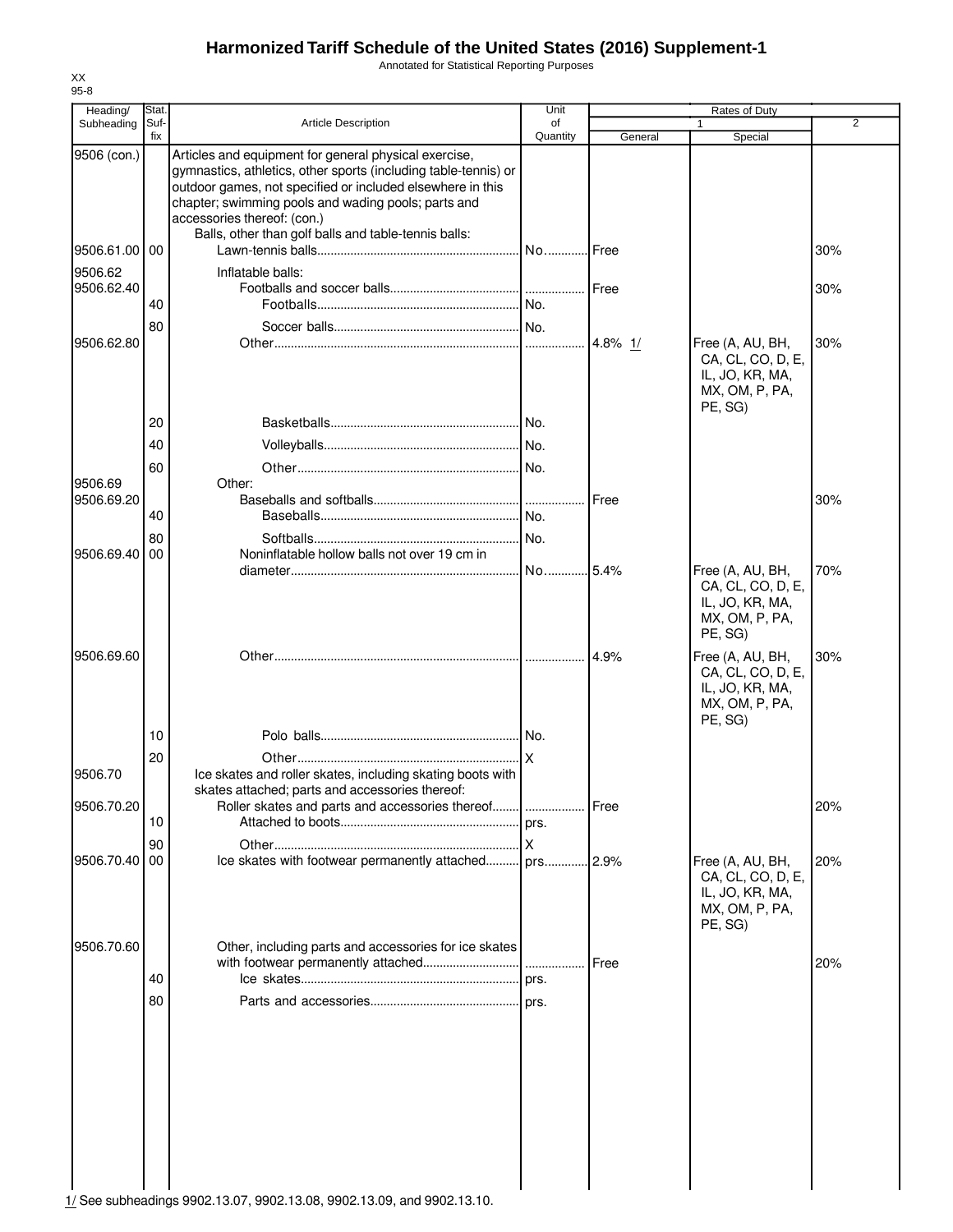# Harmonized Tariff Schedule of the United States (2016) Supplement-1

Annotated for Statistical Reporting Purposes

XX
95-8

| Heading/ Subheading | Stat. Suf-fix | Article Description | Unit of Quantity | Rates of Duty 1 General | Special | 2 |
|---|---|---|---|---|---|---|
| 9506 (con.) | | Articles and equipment for general physical exercise, gymnastics, athletics, other sports (including table-tennis) or outdoor games, not specified or included elsewhere in this chapter; swimming pools and wading pools; parts and accessories thereof: (con.) | | | | |
| | | Balls, other than golf balls and table-tennis balls: | | | | |
| 9506.61.00 | 00 | Lawn-tennis balls | No. | Free | | 30% |
| 9506.62 | | Inflatable balls: | | | | |
| 9506.62.40 | | Footballs and soccer balls | | Free | | 30% |
| | 40 | Footballs | No. | | | |
| | 80 | Soccer balls | No. | | | |
| 9506.62.80 | | Other | | 4.8% 1/ | Free (A, AU, BH, CA, CL, CO, D, E, IL, JO, KR, MA, MX, OM, P, PA, PE, SG) | 30% |
| | 20 | Basketballs | No. | | | |
| | 40 | Volleyballs | No. | | | |
| | 60 | Other | No. | | | |
| 9506.69 | | Other: | | | | |
| 9506.69.20 | | Baseballs and softballs | | Free | | 30% |
| | 40 | Baseballs | No. | | | |
| | 80 | Softballs | No. | | | |
| 9506.69.40 | 00 | Noninflatable hollow balls not over 19 cm in diameter | No. | 5.4% | Free (A, AU, BH, CA, CL, CO, D, E, IL, JO, KR, MA, MX, OM, P, PA, PE, SG) | 70% |
| 9506.69.60 | | Other | | 4.9% | Free (A, AU, BH, CA, CL, CO, D, E, IL, JO, KR, MA, MX, OM, P, PA, PE, SG) | 30% |
| | 10 | Polo balls | No. | | | |
| | 20 | Other | X | | | |
| 9506.70 | | Ice skates and roller skates, including skating boots with skates attached; parts and accessories thereof: | | | | |
| 9506.70.20 | | Roller skates and parts and accessories thereof | | Free | | 20% |
| | 10 | Attached to boots | prs. | | | |
| | 90 | Other | X | | | |
| 9506.70.40 | 00 | Ice skates with footwear permanently attached | prs. | 2.9% | Free (A, AU, BH, CA, CL, CO, D, E, IL, JO, KR, MA, MX, OM, P, PA, PE, SG) | 20% |
| 9506.70.60 | | Other, including parts and accessories for ice skates with footwear permanently attached | | Free | | 20% |
| | 40 | Ice skates | prs. | | | |
| | 80 | Parts and accessories | prs. | | | |

1/ See subheadings 9902.13.07, 9902.13.08, 9902.13.09, and 9902.13.10.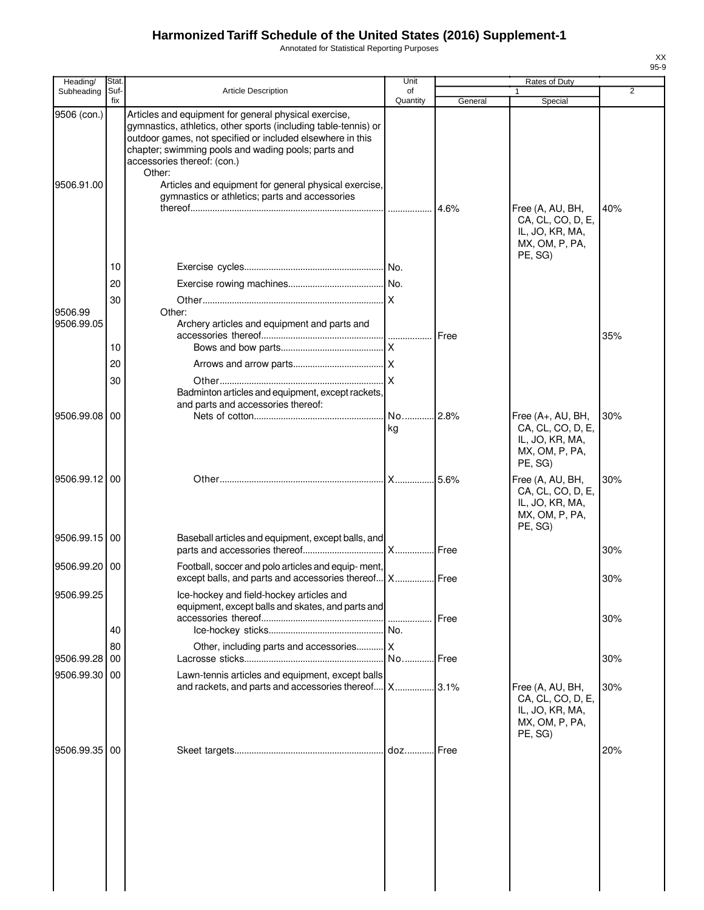# Harmonized Tariff Schedule of the United States (2016) Supplement-1

Annotated for Statistical Reporting Purposes

XX
95-9

| Heading/ Subheading | Stat. Suf- fix | Article Description | Unit of Quantity | Rates of Duty | | |
|---|---|---|---|---|---|---|
| | | | | 1 | | 2 |
| | | | | General | Special | |
| 9506 (con.) | | Articles and equipment for general physical exercise, gymnastics, athletics, other sports (including table-tennis) or outdoor games, not specified or included elsewhere in this chapter; swimming pools and wading pools; parts and accessories thereof: (con.) | | | | |
| | | Other: | | | | |
| 9506.91.00 | | Articles and equipment for general physical exercise, gymnastics or athletics; parts and accessories thereof | | 4.6% | Free (A, AU, BH, CA, CL, CO, D, E, IL, JO, KR, MA, MX, OM, P, PA, PE, SG) | 40% |
| | 10 | Exercise cycles | No. | | | |
| | 20 | Exercise rowing machines | No. | | | |
| | 30 | Other | X | | | |
| 9506.99 | | Other: | | | | |
| 9506.99.05 | | Archery articles and equipment and parts and accessories thereof | | Free | | 35% |
| | 10 | Bows and bow parts | X | | | |
| | 20 | Arrows and arrow parts | X | | | |
| | 30 | Other | X | | | |
| | | Badminton articles and equipment, except rackets, and parts and accessories thereof: | | | | |
| 9506.99.08 | 00 | Nets of cotton | No. kg | 2.8% | Free (A+, AU, BH, CA, CL, CO, D, E, IL, JO, KR, MA, MX, OM, P, PA, PE, SG) | 30% |
| 9506.99.12 | 00 | Other | X | 5.6% | Free (A, AU, BH, CA, CL, CO, D, E, IL, JO, KR, MA, MX, OM, P, PA, PE, SG) | 30% |
| 9506.99.15 | 00 | Baseball articles and equipment, except balls, and parts and accessories thereof | X | Free | | 30% |
| 9506.99.20 | 00 | Football, soccer and polo articles and equip- ment, except balls, and parts and accessories thereof | X | Free | | 30% |
| 9506.99.25 | | Ice-hockey and field-hockey articles and equipment, except balls and skates, and parts and accessories thereof | | Free | | 30% |
| | 40 | Ice-hockey sticks | No. | | | |
| | 80 | Other, including parts and accessories | X | | | |
| 9506.99.28 | 00 | Lacrosse sticks | No. | Free | | 30% |
| 9506.99.30 | 00 | Lawn-tennis articles and equipment, except balls and rackets, and parts and accessories thereof | X | 3.1% | Free (A, AU, BH, CA, CL, CO, D, E, IL, JO, KR, MA, MX, OM, P, PA, PE, SG) | 30% |
| 9506.99.35 | 00 | Skeet targets | doz. | Free | | 20% |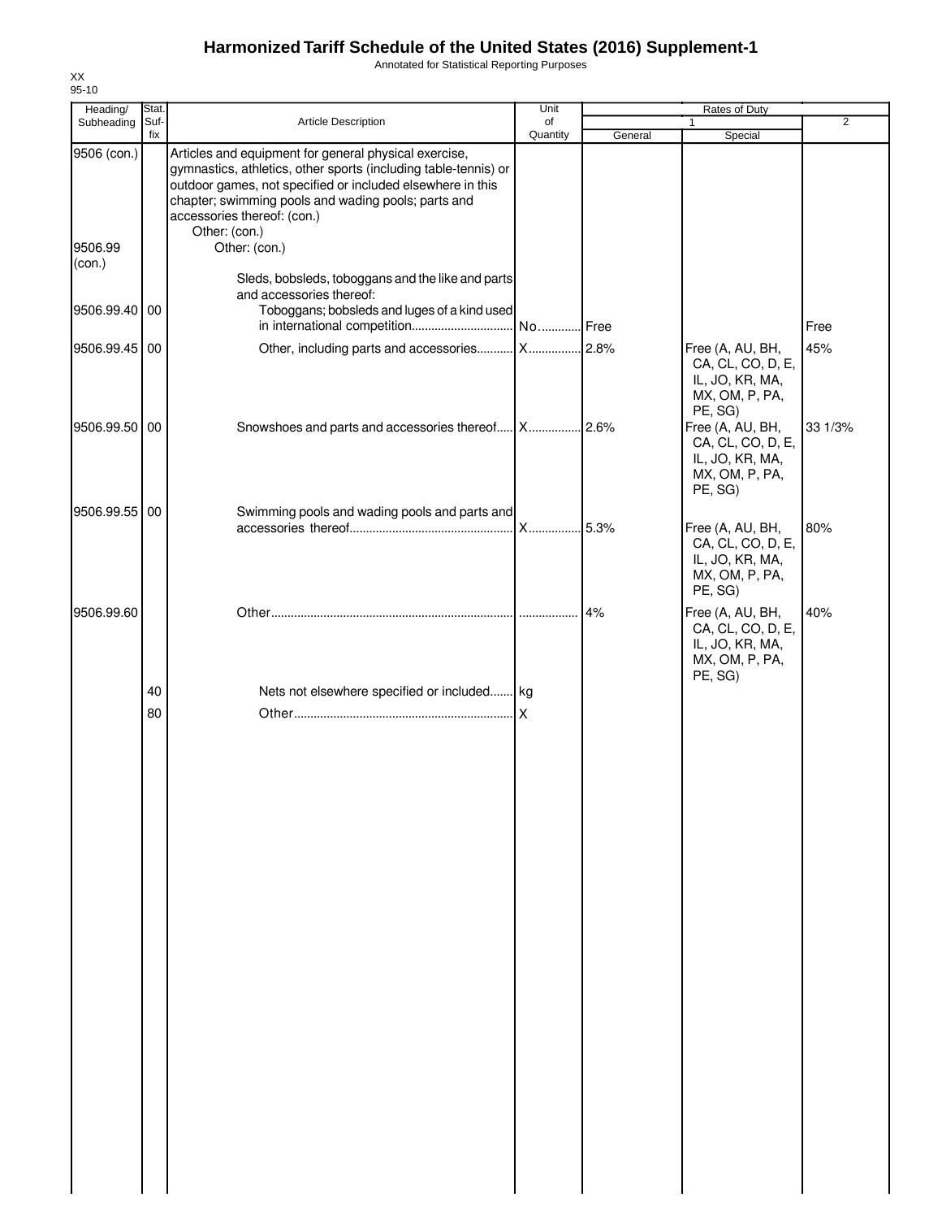# Harmonized Tariff Schedule of the United States (2016) Supplement-1

Annotated for Statistical Reporting Purposes

XX
95-10

| Heading/ Subheading | Stat. Suf- fix | Article Description | Unit of Quantity | Rates of Duty 1 General | Special | 2 |
|---|---|---|---|---|---|---|
| 9506 (con.) | | Articles and equipment for general physical exercise, gymnastics, athletics, other sports (including table-tennis) or outdoor games, not specified or included elsewhere in this chapter; swimming pools and wading pools; parts and accessories thereof: (con.) | | | | |
| | | Other: (con.) | | | | |
| 9506.99 (con.) | | Other: (con.) | | | | |
| | | Sleds, bobsleds, toboggans and the like and parts and accessories thereof: | | | | |
| 9506.99.40 | 00 | Toboggans; bobsleds and luges of a kind used in international competition | No. | Free | | Free |
| 9506.99.45 | 00 | Other, including parts and accessories | X | 2.8% | Free (A, AU, BH, CA, CL, CO, D, E, IL, JO, KR, MA, MX, OM, P, PA, PE, SG) | 45% |
| 9506.99.50 | 00 | Snowshoes and parts and accessories thereof | X | 2.6% | Free (A, AU, BH, CA, CL, CO, D, E, IL, JO, KR, MA, MX, OM, P, PA, PE, SG) | 33 1/3% |
| 9506.99.55 | 00 | Swimming pools and wading pools and parts and accessories thereof | X | 5.3% | Free (A, AU, BH, CA, CL, CO, D, E, IL, JO, KR, MA, MX, OM, P, PA, PE, SG) | 80% |
| 9506.99.60 | | Other | | 4% | Free (A, AU, BH, CA, CL, CO, D, E, IL, JO, KR, MA, MX, OM, P, PA, PE, SG) | 40% |
| | 40 | Nets not elsewhere specified or included | kg | | | |
| | 80 | Other | X | | | |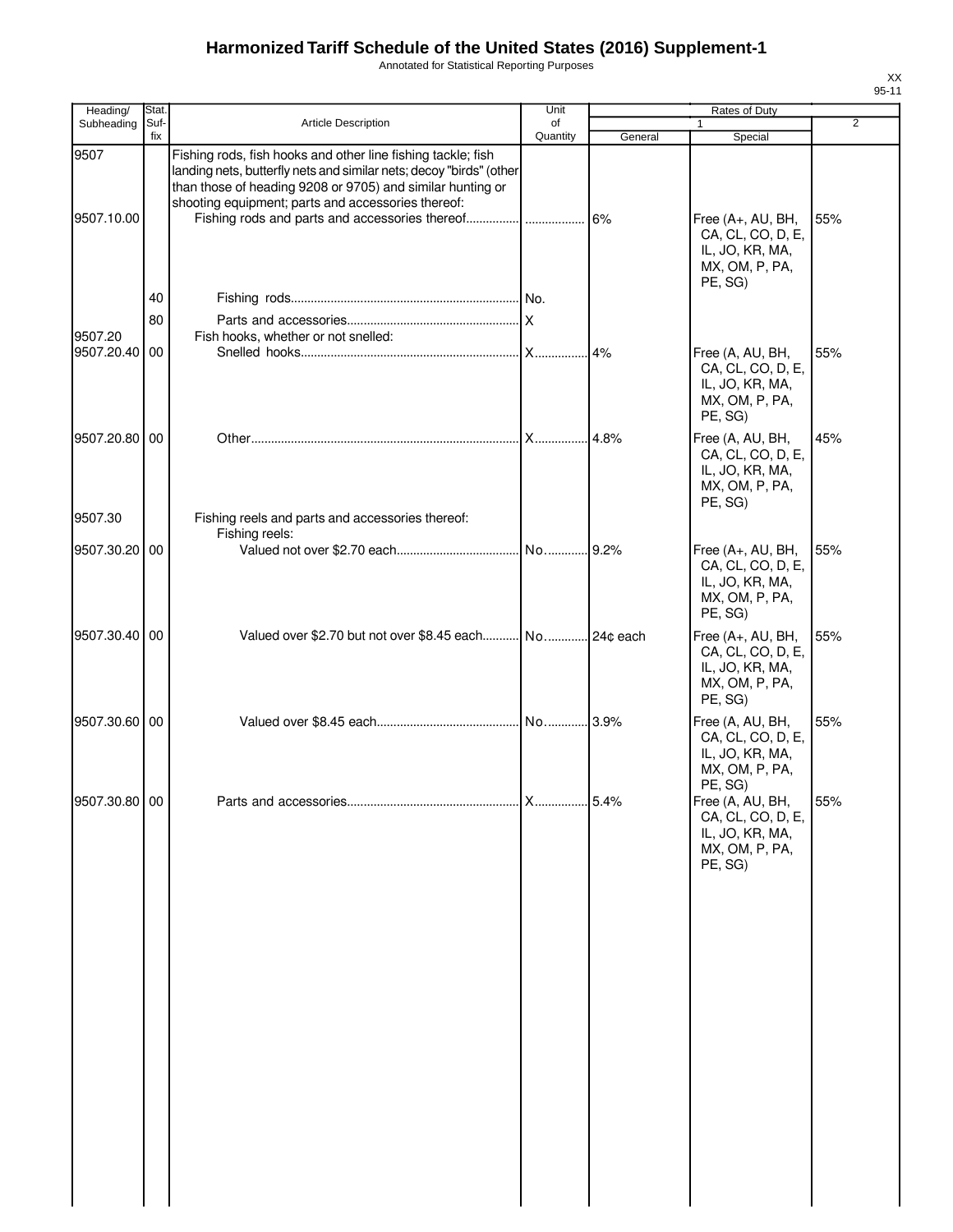# Harmonized Tariff Schedule of the United States (2016) Supplement-1

Annotated for Statistical Reporting Purposes

XX
95-11

| Heading/ Subheading | Stat. Suf-fix | Article Description | Unit of Quantity | Rates of Duty 1 General | Rates of Duty 1 Special | Rates of Duty 2 |
|---|---|---|---|---|---|---|
| 9507 | | Fishing rods, fish hooks and other line fishing tackle; fish landing nets, butterfly nets and similar nets; decoy "birds" (other than those of heading 9208 or 9705) and similar hunting or shooting equipment; parts and accessories thereof: | | | | |
| 9507.10.00 | | Fishing rods and parts and accessories thereof | | 6% | Free (A+, AU, BH, CA, CL, CO, D, E, IL, JO, KR, MA, MX, OM, P, PA, PE, SG) | 55% |
| | 40 | Fishing rods | No. | | | |
| | 80 | Parts and accessories | X | | | |
| 9507.20 | | Fish hooks, whether or not snelled: | | | | |
| 9507.20.40 | 00 | Snelled hooks | X | 4% | Free (A, AU, BH, CA, CL, CO, D, E, IL, JO, KR, MA, MX, OM, P, PA, PE, SG) | 55% |
| 9507.20.80 | 00 | Other | X | 4.8% | Free (A, AU, BH, CA, CL, CO, D, E, IL, JO, KR, MA, MX, OM, P, PA, PE, SG) | 45% |
| 9507.30 | | Fishing reels and parts and accessories thereof: | | | | |
| | | Fishing reels: | | | | |
| 9507.30.20 | 00 | Valued not over $2.70 each | No. | 9.2% | Free (A+, AU, BH, CA, CL, CO, D, E, IL, JO, KR, MA, MX, OM, P, PA, PE, SG) | 55% |
| 9507.30.40 | 00 | Valued over $2.70 but not over $8.45 each | No. | 24¢ each | Free (A+, AU, BH, CA, CL, CO, D, E, IL, JO, KR, MA, MX, OM, P, PA, PE, SG) | 55% |
| 9507.30.60 | 00 | Valued over $8.45 each | No. | 3.9% | Free (A, AU, BH, CA, CL, CO, D, E, IL, JO, KR, MA, MX, OM, P, PA, PE, SG) | 55% |
| 9507.30.80 | 00 | Parts and accessories | X | 5.4% | Free (A, AU, BH, CA, CL, CO, D, E, IL, JO, KR, MA, MX, OM, P, PA, PE, SG) | 55% |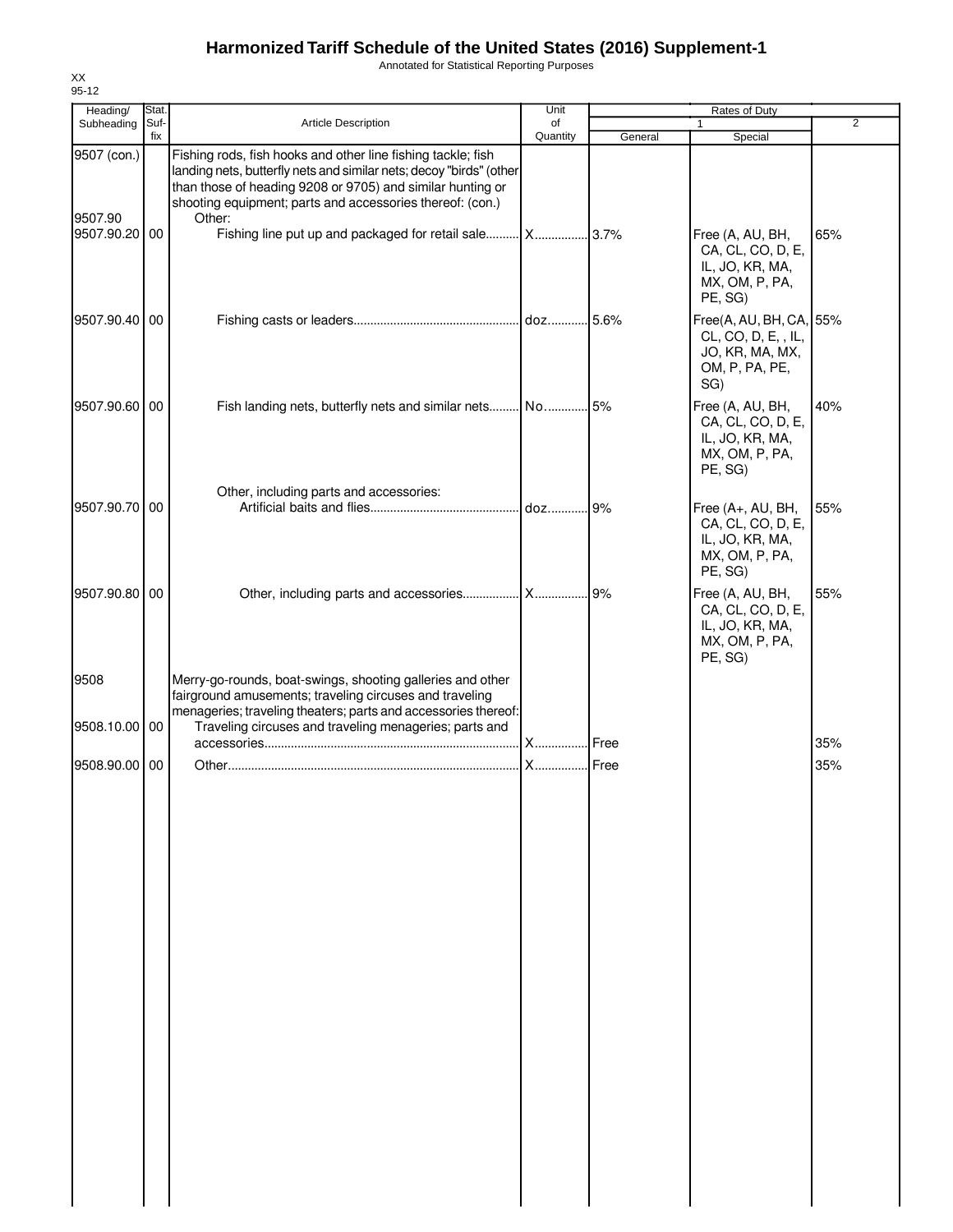# Harmonized Tariff Schedule of the United States (2016) Supplement-1

Annotated for Statistical Reporting Purposes

XX
95-12

| Heading/ Subheading | Stat. Suf- fix | Article Description | Unit of Quantity | Rates of Duty 1 General | Rates of Duty 1 Special | Rates of Duty 2 |
|---|---|---|---|---|---|---|
| 9507 (con.) | | Fishing rods, fish hooks and other line fishing tackle; fish landing nets, butterfly nets and similar nets; decoy "birds" (other than those of heading 9208 or 9705) and similar hunting or shooting equipment; parts and accessories thereof: (con.) | | | | |
| 9507.90 | | Other: | | | | |
| 9507.90.20 | 00 | Fishing line put up and packaged for retail sale | X | 3.7% | Free (A, AU, BH, CA, CL, CO, D, E, IL, JO, KR, MA, MX, OM, P, PA, PE, SG) | 65% |
| 9507.90.40 | 00 | Fishing casts or leaders | doz. | 5.6% | Free(A, AU, BH, CA, CL, CO, D, E, , IL, JO, KR, MA, MX, OM, P, PA, PE, SG) | 55% |
| 9507.90.60 | 00 | Fish landing nets, butterfly nets and similar nets | No. | 5% | Free (A, AU, BH, CA, CL, CO, D, E, IL, JO, KR, MA, MX, OM, P, PA, PE, SG) | 40% |
| | | Other, including parts and accessories: | | | | |
| 9507.90.70 | 00 | Artificial baits and flies | doz. | 9% | Free (A+, AU, BH, CA, CL, CO, D, E, IL, JO, KR, MA, MX, OM, P, PA, PE, SG) | 55% |
| 9507.90.80 | 00 | Other, including parts and accessories | X | 9% | Free (A, AU, BH, CA, CL, CO, D, E, IL, JO, KR, MA, MX, OM, P, PA, PE, SG) | 55% |
| 9508 | | Merry-go-rounds, boat-swings, shooting galleries and other fairground amusements; traveling circuses and traveling menageries; traveling theaters; parts and accessories thereof: | | | | |
| 9508.10.00 | 00 | Traveling circuses and traveling menageries; parts and accessories | X | Free | | 35% |
| 9508.90.00 | 00 | Other | X | Free | | 35% |